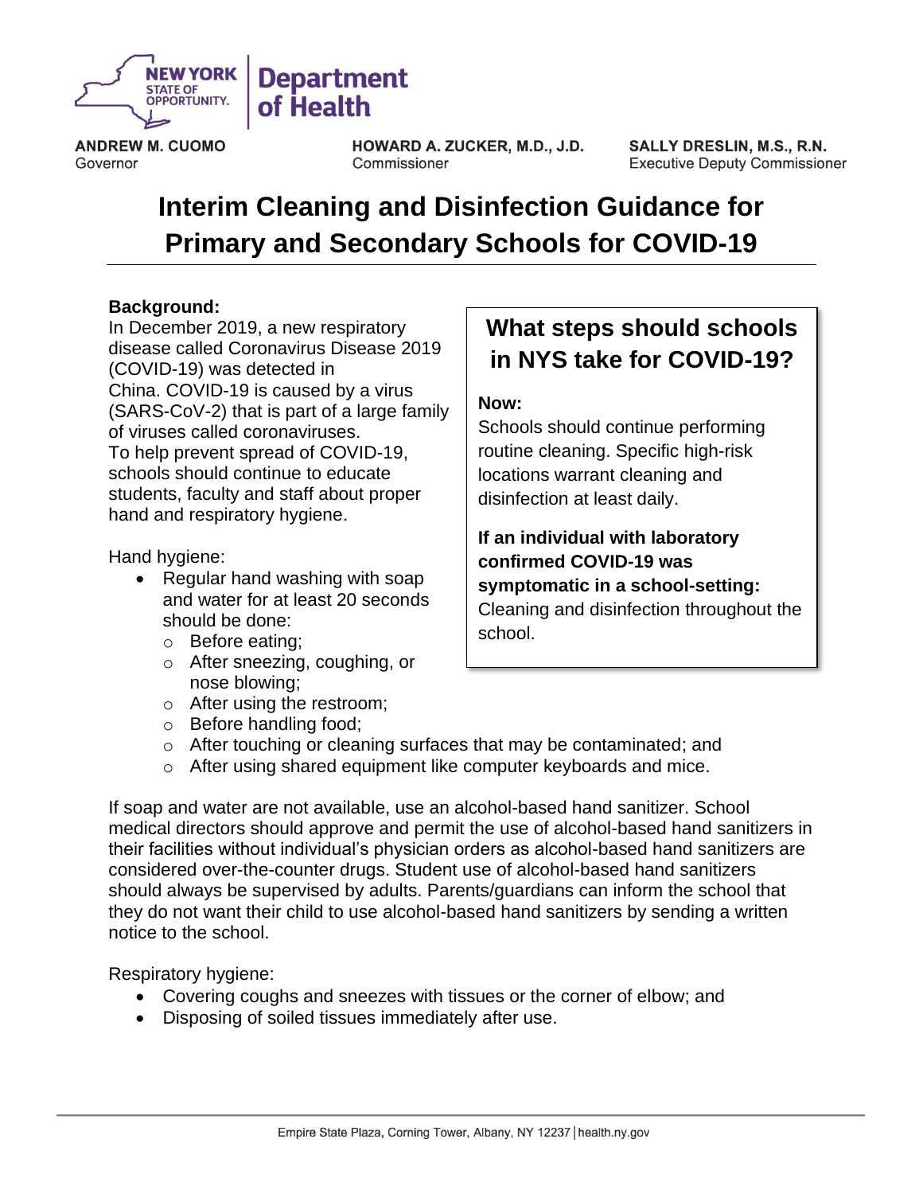NEW YORK STATE OF OPPORTUNITY. | Department of Health

**ANDREW M. CUOMO**
Governor

**HOWARD A. ZUCKER, M.D., J.D.**
Commissioner

**SALLY DRESLIN, M.S., R.N.**
Executive Deputy Commissioner

# Interim Cleaning and Disinfection Guidance for Primary and Secondary Schools for COVID-19

**Background:**
In December 2019, a new respiratory disease called Coronavirus Disease 2019 (COVID-19) was detected in China. COVID-19 is caused by a virus (SARS-CoV-2) that is part of a large family of viruses called coronaviruses.
To help prevent spread of COVID-19, schools should continue to educate students, faculty and staff about proper hand and respiratory hygiene.

## What steps should schools in NYS take for COVID-19?

**Now:**
Schools should continue performing routine cleaning. Specific high-risk locations warrant cleaning and disinfection at least daily.

**If an individual with laboratory confirmed COVID-19 was symptomatic in a school-setting:**
Cleaning and disinfection throughout the school.

Hand hygiene:

- Regular hand washing with soap and water for at least 20 seconds should be done:
  - Before eating;
  - After sneezing, coughing, or nose blowing;
  - After using the restroom;
  - Before handling food;
  - After touching or cleaning surfaces that may be contaminated; and
  - After using shared equipment like computer keyboards and mice.

If soap and water are not available, use an alcohol-based hand sanitizer. School medical directors should approve and permit the use of alcohol-based hand sanitizers in their facilities without individual's physician orders as alcohol-based hand sanitizers are considered over-the-counter drugs. Student use of alcohol-based hand sanitizers should always be supervised by adults. Parents/guardians can inform the school that they do not want their child to use alcohol-based hand sanitizers by sending a written notice to the school.

Respiratory hygiene:

- Covering coughs and sneezes with tissues or the corner of elbow; and
- Disposing of soiled tissues immediately after use.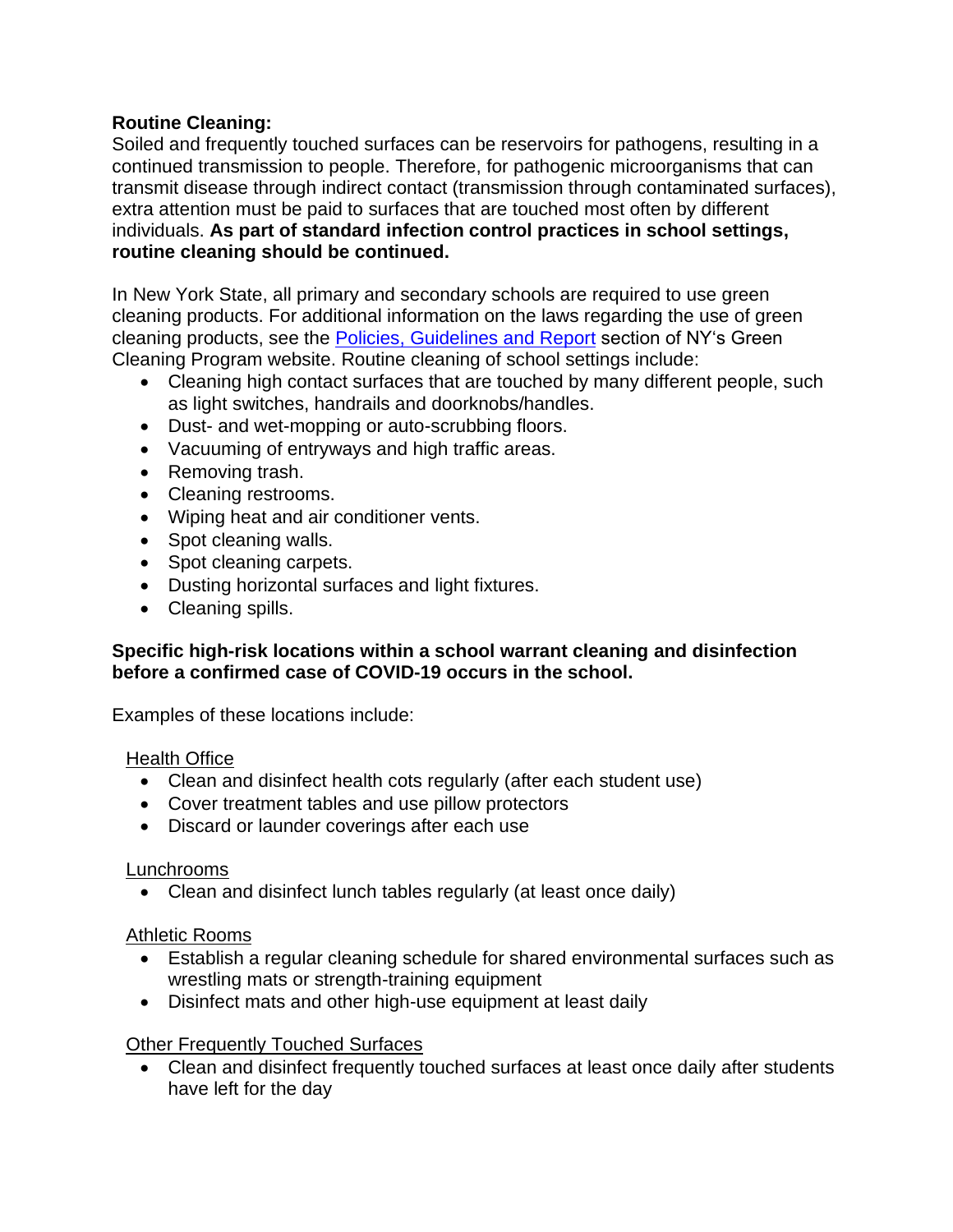**Routine Cleaning:**
Soiled and frequently touched surfaces can be reservoirs for pathogens, resulting in a continued transmission to people. Therefore, for pathogenic microorganisms that can transmit disease through indirect contact (transmission through contaminated surfaces), extra attention must be paid to surfaces that are touched most often by different individuals. **As part of standard infection control practices in school settings, routine cleaning should be continued.**

In New York State, all primary and secondary schools are required to use green cleaning products. For additional information on the laws regarding the use of green cleaning products, see the [Policies, Guidelines and Report]() section of NY's Green Cleaning Program website. Routine cleaning of school settings include:

- Cleaning high contact surfaces that are touched by many different people, such as light switches, handrails and doorknobs/handles.
- Dust- and wet-mopping or auto-scrubbing floors.
- Vacuuming of entryways and high traffic areas.
- Removing trash.
- Cleaning restrooms.
- Wiping heat and air conditioner vents.
- Spot cleaning walls.
- Spot cleaning carpets.
- Dusting horizontal surfaces and light fixtures.
- Cleaning spills.

**Specific high-risk locations within a school warrant cleaning and disinfection before a confirmed case of COVID-19 occurs in the school.**

Examples of these locations include:

Health Office

- Clean and disinfect health cots regularly (after each student use)
- Cover treatment tables and use pillow protectors
- Discard or launder coverings after each use

Lunchrooms

- Clean and disinfect lunch tables regularly (at least once daily)

Athletic Rooms

- Establish a regular cleaning schedule for shared environmental surfaces such as wrestling mats or strength-training equipment
- Disinfect mats and other high-use equipment at least daily

Other Frequently Touched Surfaces

- Clean and disinfect frequently touched surfaces at least once daily after students have left for the day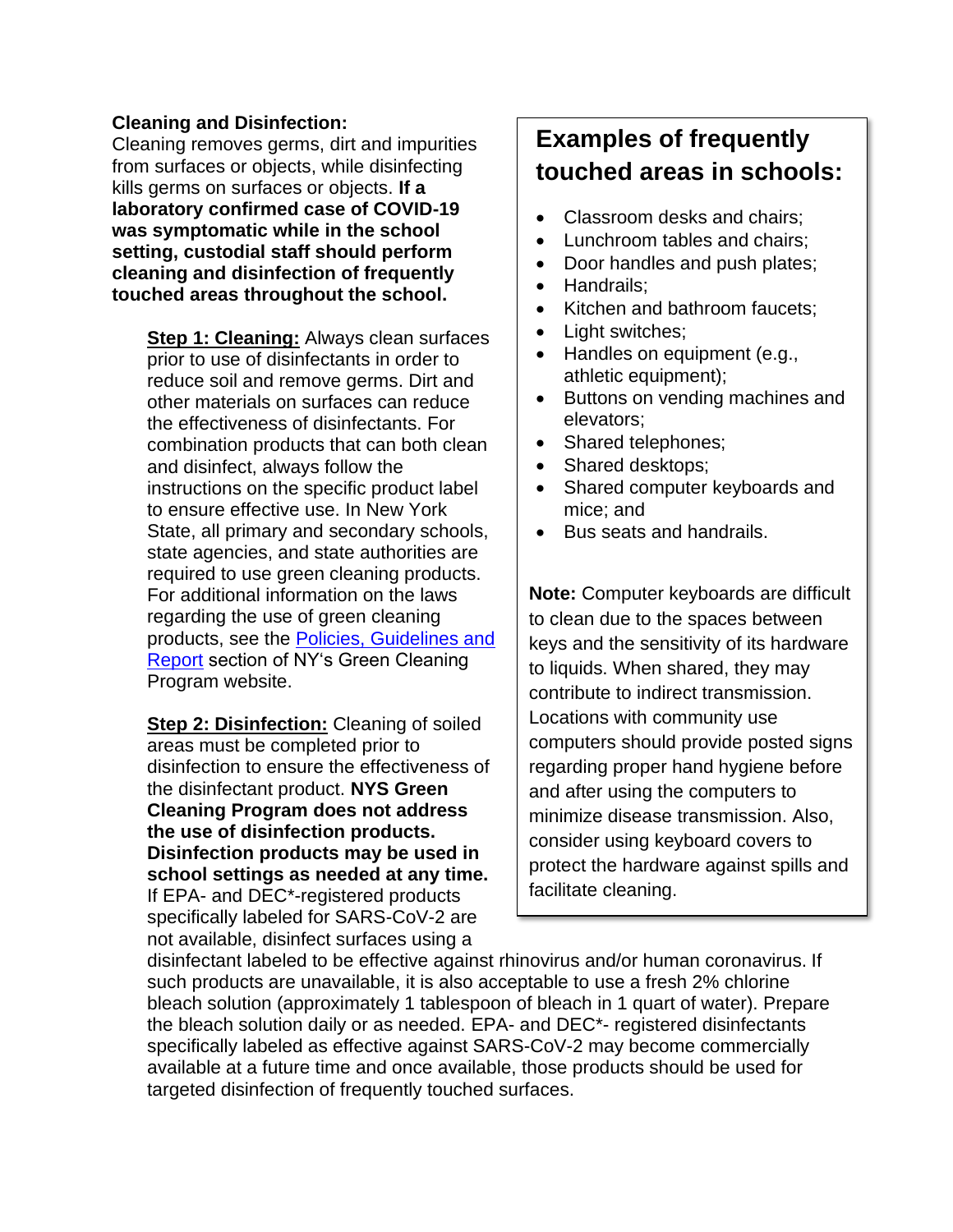**Cleaning and Disinfection:**
Cleaning removes germs, dirt and impurities from surfaces or objects, while disinfecting kills germs on surfaces or objects. **If a laboratory confirmed case of COVID-19 was symptomatic while in the school setting, custodial staff should perform cleaning and disinfection of frequently touched areas throughout the school.**

**Step 1: Cleaning:** Always clean surfaces prior to use of disinfectants in order to reduce soil and remove germs. Dirt and other materials on surfaces can reduce the effectiveness of disinfectants. For combination products that can both clean and disinfect, always follow the instructions on the specific product label to ensure effective use. In New York State, all primary and secondary schools, state agencies, and state authorities are required to use green cleaning products. For additional information on the laws regarding the use of green cleaning products, see the Policies, Guidelines and Report section of NY's Green Cleaning Program website.

**Step 2: Disinfection:** Cleaning of soiled areas must be completed prior to disinfection to ensure the effectiveness of the disinfectant product. **NYS Green Cleaning Program does not address the use of disinfection products. Disinfection products may be used in school settings as needed at any time.** If EPA- and DEC*-registered products specifically labeled for SARS-CoV-2 are not available, disinfect surfaces using a disinfectant labeled to be effective against rhinovirus and/or human coronavirus. If such products are unavailable, it is also acceptable to use a fresh 2% chlorine bleach solution (approximately 1 tablespoon of bleach in 1 quart of water). Prepare the bleach solution daily or as needed. EPA- and DEC*- registered disinfectants specifically labeled as effective against SARS-CoV-2 may become commercially available at a future time and once available, those products should be used for targeted disinfection of frequently touched surfaces.

## Examples of frequently touched areas in schools:

- Classroom desks and chairs;
- Lunchroom tables and chairs;
- Door handles and push plates;
- Handrails;
- Kitchen and bathroom faucets;
- Light switches;
- Handles on equipment (e.g., athletic equipment);
- Buttons on vending machines and elevators;
- Shared telephones;
- Shared desktops;
- Shared computer keyboards and mice; and
- Bus seats and handrails.

**Note:** Computer keyboards are difficult to clean due to the spaces between keys and the sensitivity of its hardware to liquids. When shared, they may contribute to indirect transmission. Locations with community use computers should provide posted signs regarding proper hand hygiene before and after using the computers to minimize disease transmission. Also, consider using keyboard covers to protect the hardware against spills and facilitate cleaning.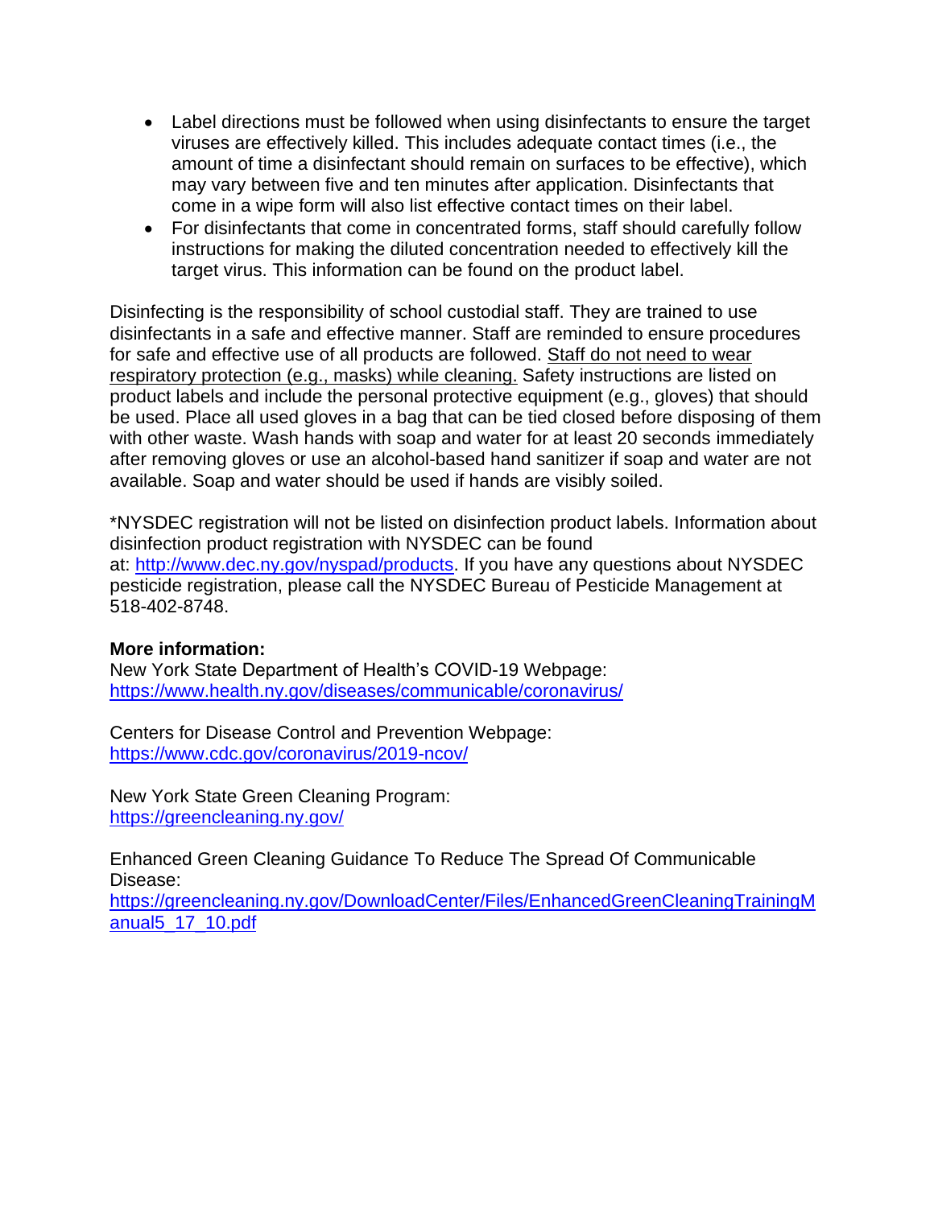- Label directions must be followed when using disinfectants to ensure the target viruses are effectively killed. This includes adequate contact times (i.e., the amount of time a disinfectant should remain on surfaces to be effective), which may vary between five and ten minutes after application. Disinfectants that come in a wipe form will also list effective contact times on their label.
- For disinfectants that come in concentrated forms, staff should carefully follow instructions for making the diluted concentration needed to effectively kill the target virus. This information can be found on the product label.

Disinfecting is the responsibility of school custodial staff. They are trained to use disinfectants in a safe and effective manner. Staff are reminded to ensure procedures for safe and effective use of all products are followed. Staff do not need to wear respiratory protection (e.g., masks) while cleaning. Safety instructions are listed on product labels and include the personal protective equipment (e.g., gloves) that should be used. Place all used gloves in a bag that can be tied closed before disposing of them with other waste. Wash hands with soap and water for at least 20 seconds immediately after removing gloves or use an alcohol-based hand sanitizer if soap and water are not available. Soap and water should be used if hands are visibly soiled.

*NYSDEC registration will not be listed on disinfection product labels. Information about disinfection product registration with NYSDEC can be found at: [http://www.dec.ny.gov/nyspad/products](http://www.dec.ny.gov/nyspad/products). If you have any questions about NYSDEC pesticide registration, please call the NYSDEC Bureau of Pesticide Management at 518-402-8748.

**More information:**

New York State Department of Health's COVID-19 Webpage:
[https://www.health.ny.gov/diseases/communicable/coronavirus/](https://www.health.ny.gov/diseases/communicable/coronavirus/)

Centers for Disease Control and Prevention Webpage:
[https://www.cdc.gov/coronavirus/2019-ncov/](https://www.cdc.gov/coronavirus/2019-ncov/)

New York State Green Cleaning Program:
[https://greencleaning.ny.gov/](https://greencleaning.ny.gov/)

Enhanced Green Cleaning Guidance To Reduce The Spread Of Communicable Disease:
[https://greencleaning.ny.gov/DownloadCenter/Files/EnhancedGreenCleaningTrainingManual5_17_10.pdf](https://greencleaning.ny.gov/DownloadCenter/Files/EnhancedGreenCleaningTrainingManual5_17_10.pdf)